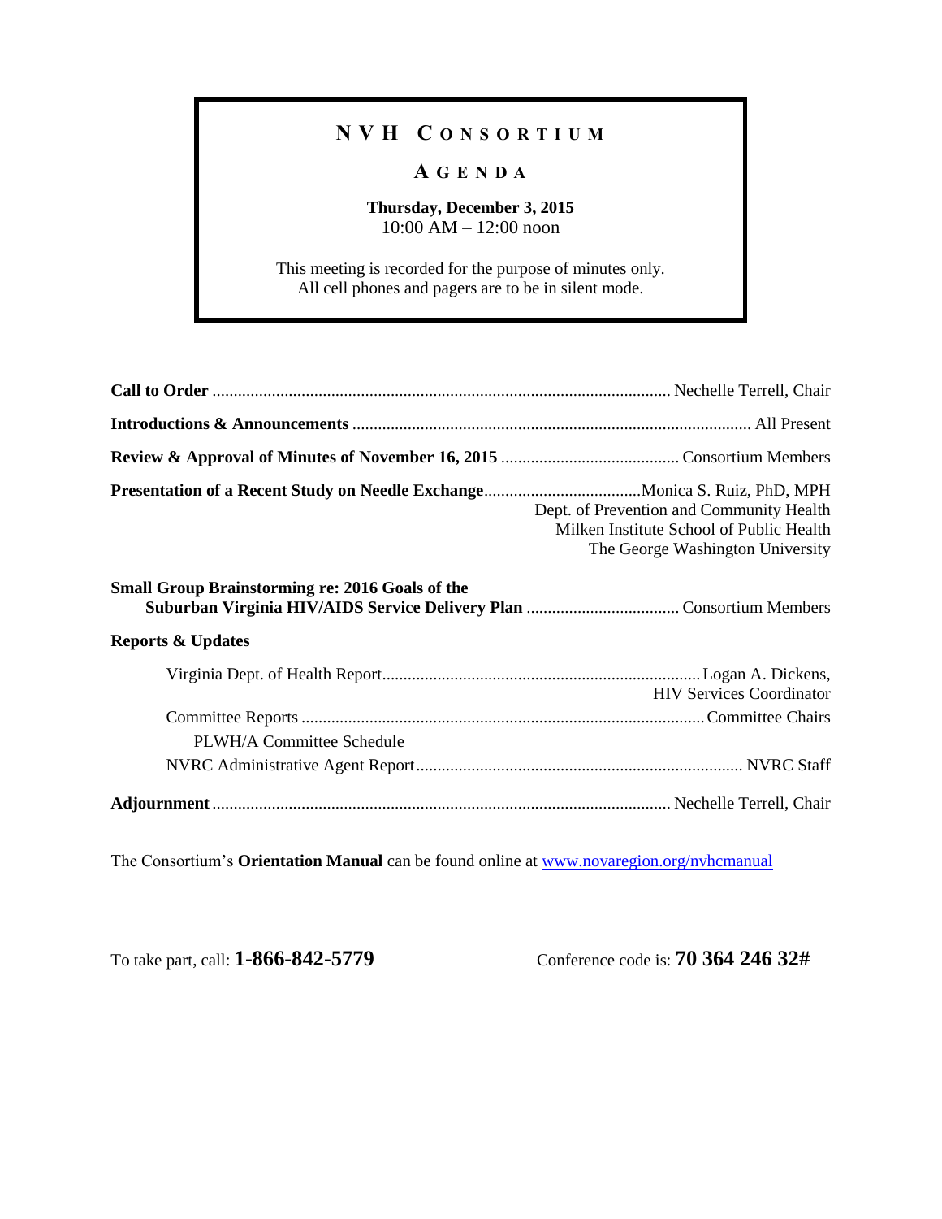# NVH CONSORTIUM

## AGENDA

**Thursday, December 3, 2015**
10:00 AM – 12:00 noon

This meeting is recorded for the purpose of minutes only.
All cell phones and pagers are to be in silent mode.

**Call to Order** ............................................................................................................ Nechelle Terrell, Chair

**Introductions & Announcements** .............................................................................................. All Present

**Review & Approval of Minutes of November 16, 2015** .......................................... Consortium Members

**Presentation of a Recent Study on Needle Exchange**....................................Monica S. Ruiz, PhD, MPH
Dept. of Prevention and Community Health
Milken Institute School of Public Health
The George Washington University

**Small Group Brainstorming re: 2016 Goals of the Suburban Virginia HIV/AIDS Service Delivery Plan** .................................... Consortium Members

**Reports & Updates**

- Virginia Dept. of Health Report.......................................................................... Logan A. Dickens, HIV Services Coordinator
- Committee Reports ............................................................................................. Committee Chairs
  - PLWH/A Committee Schedule
- NVRC Administrative Agent Report............................................................................ NVRC Staff

**Adjournment** ............................................................................................................ Nechelle Terrell, Chair

The Consortium's **Orientation Manual** can be found online at [www.novaregion.org/nvhcmanual](http://www.novaregion.org/nvhcmanual)

To take part, call: **1-866-842-5779**

Conference code is: **70 364 246 32#**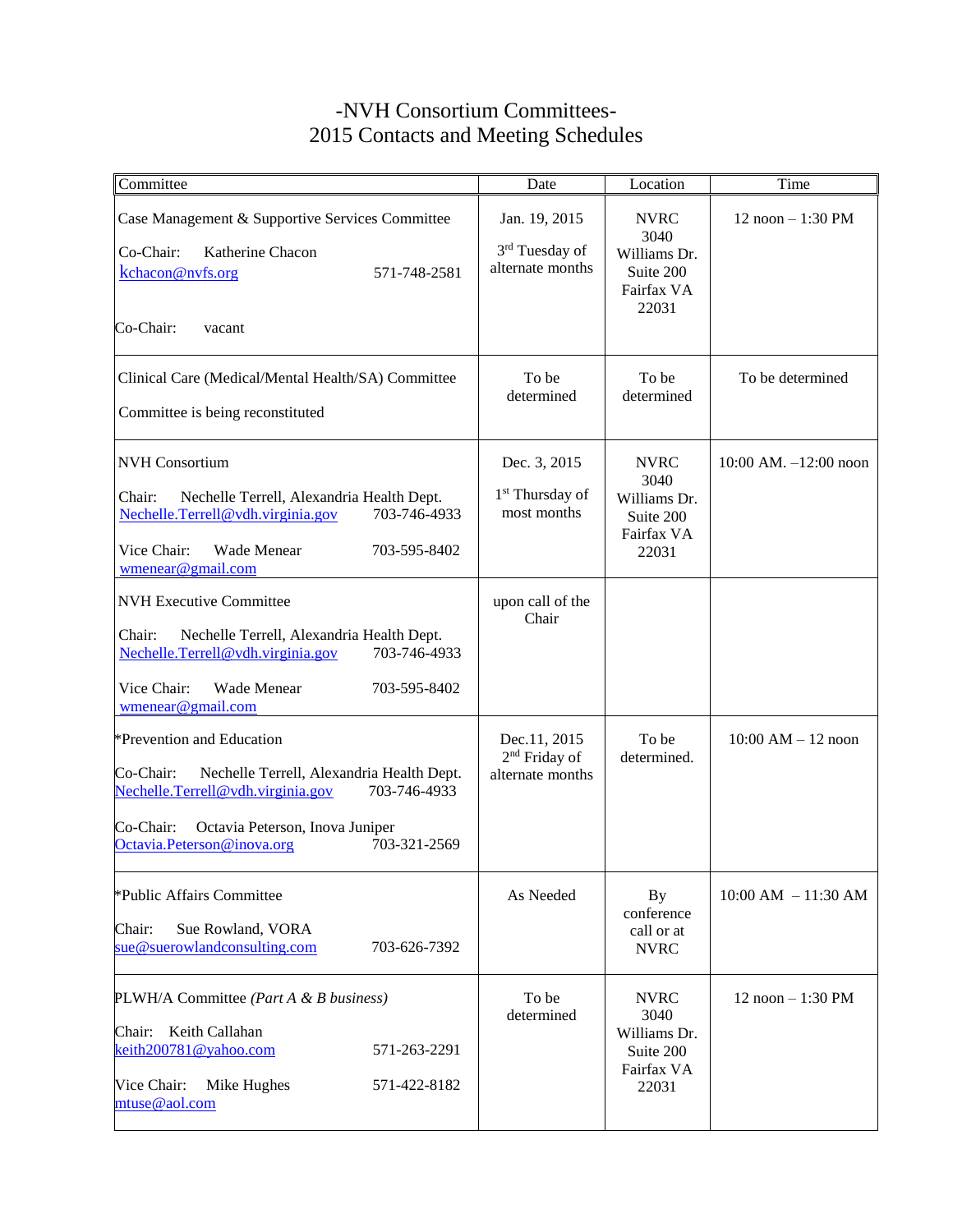# -NVH Consortium Committees-
# 2015 Contacts and Meeting Schedules

| Committee | Date | Location | Time |
|---|---|---|---|
| Case Management & Supportive Services Committee<br><br>Co-Chair: Katherine Chacon<br>kchacon@nvfs.org 571-748-2581<br><br>Co-Chair: vacant | Jan. 19, 2015<br><br>3rd Tuesday of alternate months | NVRC 3040 Williams Dr. Suite 200 Fairfax VA 22031 | 12 noon – 1:30 PM |
| Clinical Care (Medical/Mental Health/SA) Committee<br><br>Committee is being reconstituted | To be determined | To be determined | To be determined |
| NVH Consortium<br><br>Chair: Nechelle Terrell, Alexandria Health Dept.<br>Nechelle.Terrell@vdh.virginia.gov 703-746-4933<br><br>Vice Chair: Wade Menear 703-595-8402<br>wmenear@gmail.com | Dec. 3, 2015<br><br>1st Thursday of most months | NVRC 3040 Williams Dr. Suite 200 Fairfax VA 22031 | 10:00 AM. –12:00 noon |
| NVH Executive Committee<br><br>Chair: Nechelle Terrell, Alexandria Health Dept.<br>Nechelle.Terrell@vdh.virginia.gov 703-746-4933<br><br>Vice Chair: Wade Menear 703-595-8402<br>wmenear@gmail.com | upon call of the Chair | | |
| *Prevention and Education<br><br>Co-Chair: Nechelle Terrell, Alexandria Health Dept.<br>Nechelle.Terrell@vdh.virginia.gov 703-746-4933<br><br>Co-Chair: Octavia Peterson, Inova Juniper<br>Octavia.Peterson@inova.org 703-321-2569 | Dec.11, 2015<br>2nd Friday of alternate months | To be determined. | 10:00 AM – 12 noon |
| *Public Affairs Committee<br><br>Chair: Sue Rowland, VORA<br>sue@suerowlandconsulting.com 703-626-7392 | As Needed | By conference call or at NVRC | 10:00 AM – 11:30 AM |
| PLWH/A Committee *(Part A & B business)*<br><br>Chair: Keith Callahan<br>keith200781@yahoo.com 571-263-2291<br><br>Vice Chair: Mike Hughes 571-422-8182<br>mtuse@aol.com | To be determined | NVRC 3040 Williams Dr. Suite 200 Fairfax VA 22031 | 12 noon – 1:30 PM |